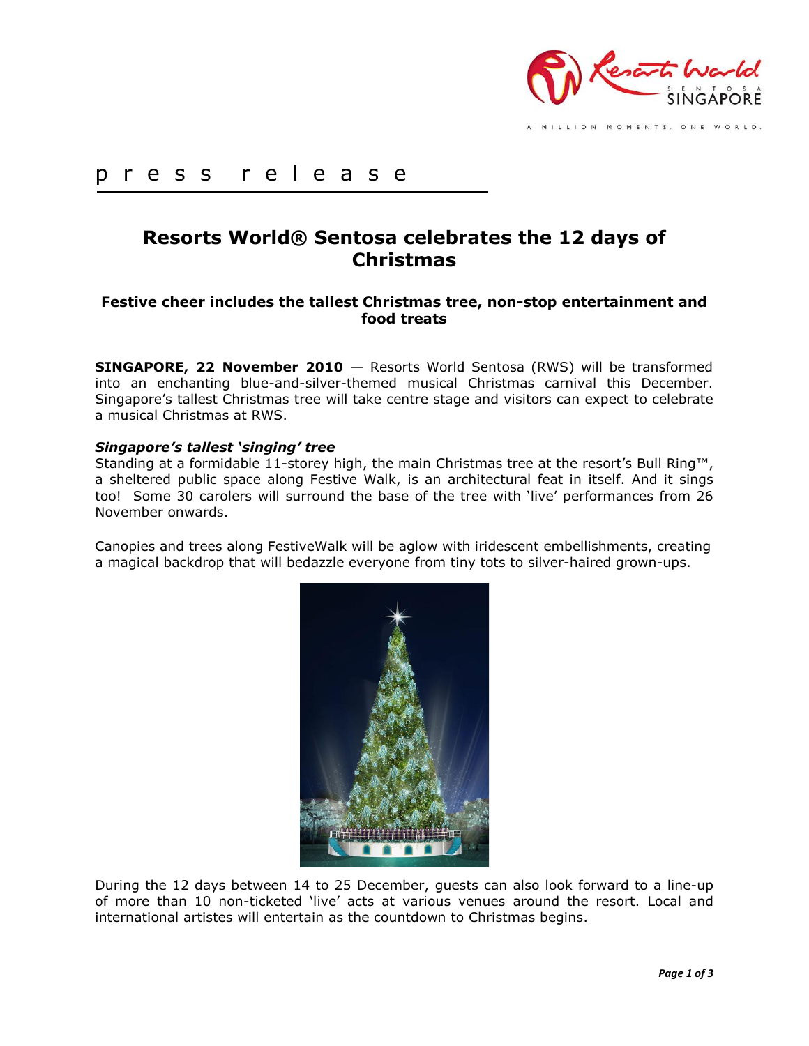press release

# Resorts World® Sentosa celebrates the 12 days of Christmas

### Festive cheer includes the tallest Christmas tree, non-stop entertainment and food treats

**SINGAPORE, 22 November 2010** — Resorts World Sentosa (RWS) will be transformed into an enchanting blue-and-silver-themed musical Christmas carnival this December. Singapore's tallest Christmas tree will take centre stage and visitors can expect to celebrate a musical Christmas at RWS.

***Singapore's tallest 'singing' tree***

Standing at a formidable 11-storey high, the main Christmas tree at the resort's Bull Ring™, a sheltered public space along Festive Walk, is an architectural feat in itself. And it sings too! Some 30 carolers will surround the base of the tree with 'live' performances from 26 November onwards.

Canopies and trees along FestiveWalk will be aglow with iridescent embellishments, creating a magical backdrop that will bedazzle everyone from tiny tots to silver-haired grown-ups.

During the 12 days between 14 to 25 December, guests can also look forward to a line-up of more than 10 non-ticketed 'live' acts at various venues around the resort. Local and international artistes will entertain as the countdown to Christmas begins.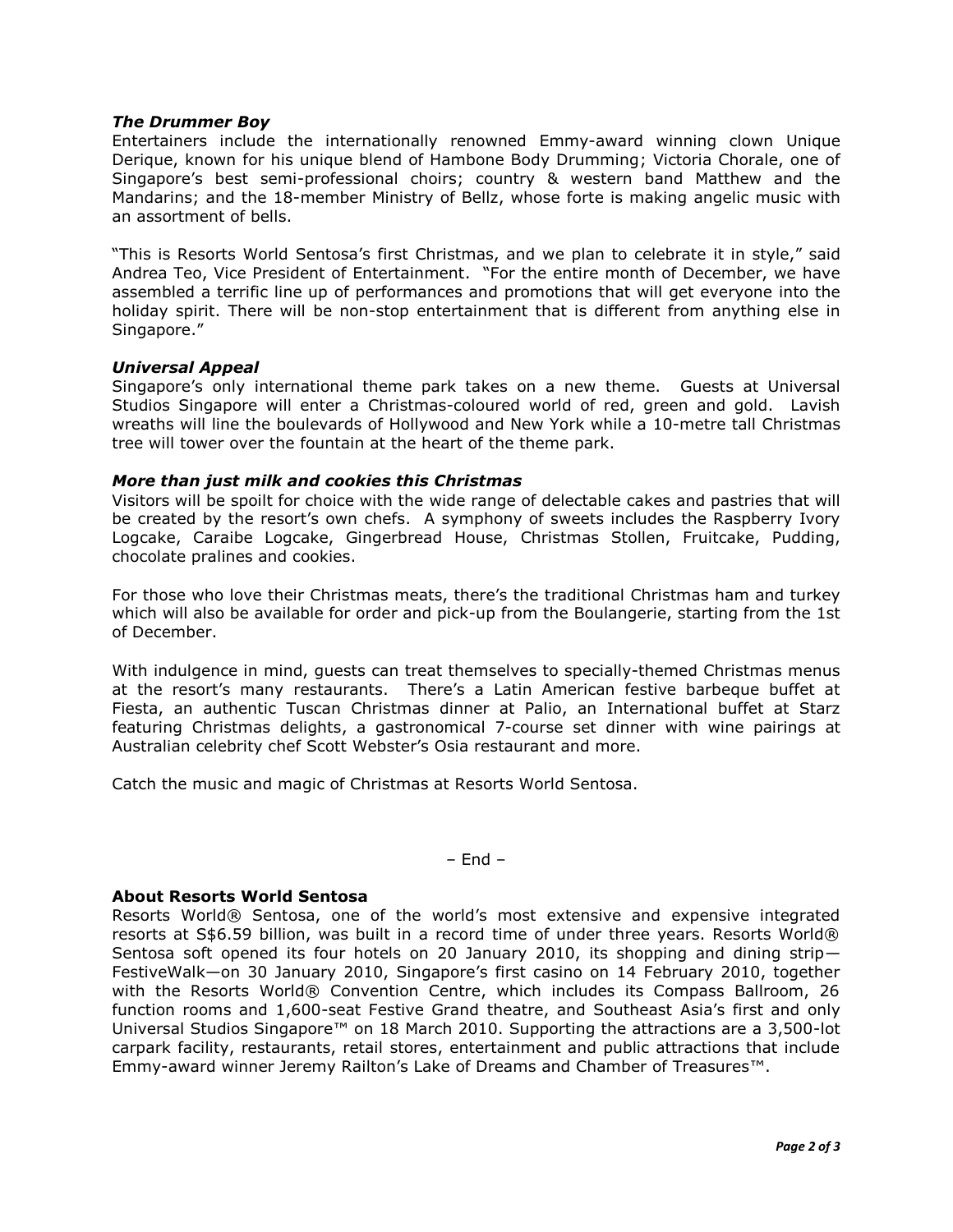***The Drummer Boy***

Entertainers include the internationally renowned Emmy-award winning clown Unique Derique, known for his unique blend of Hambone Body Drumming; Victoria Chorale, one of Singapore's best semi-professional choirs; country & western band Matthew and the Mandarins; and the 18-member Ministry of Bellz, whose forte is making angelic music with an assortment of bells.

"This is Resorts World Sentosa's first Christmas, and we plan to celebrate it in style," said Andrea Teo, Vice President of Entertainment. "For the entire month of December, we have assembled a terrific line up of performances and promotions that will get everyone into the holiday spirit. There will be non-stop entertainment that is different from anything else in Singapore."

***Universal Appeal***

Singapore's only international theme park takes on a new theme. Guests at Universal Studios Singapore will enter a Christmas-coloured world of red, green and gold. Lavish wreaths will line the boulevards of Hollywood and New York while a 10-metre tall Christmas tree will tower over the fountain at the heart of the theme park.

***More than just milk and cookies this Christmas***

Visitors will be spoilt for choice with the wide range of delectable cakes and pastries that will be created by the resort's own chefs. A symphony of sweets includes the Raspberry Ivory Logcake, Caraibe Logcake, Gingerbread House, Christmas Stollen, Fruitcake, Pudding, chocolate pralines and cookies.

For those who love their Christmas meats, there's the traditional Christmas ham and turkey which will also be available for order and pick-up from the Boulangerie, starting from the 1st of December.

With indulgence in mind, guests can treat themselves to specially-themed Christmas menus at the resort's many restaurants. There's a Latin American festive barbeque buffet at Fiesta, an authentic Tuscan Christmas dinner at Palio, an International buffet at Starz featuring Christmas delights, a gastronomical 7-course set dinner with wine pairings at Australian celebrity chef Scott Webster's Osia restaurant and more.

Catch the music and magic of Christmas at Resorts World Sentosa.

– End –

**About Resorts World Sentosa**

Resorts World® Sentosa, one of the world's most extensive and expensive integrated resorts at S$6.59 billion, was built in a record time of under three years. Resorts World® Sentosa soft opened its four hotels on 20 January 2010, its shopping and dining strip—FestiveWalk—on 30 January 2010, Singapore's first casino on 14 February 2010, together with the Resorts World® Convention Centre, which includes its Compass Ballroom, 26 function rooms and 1,600-seat Festive Grand theatre, and Southeast Asia's first and only Universal Studios Singapore™ on 18 March 2010. Supporting the attractions are a 3,500-lot carpark facility, restaurants, retail stores, entertainment and public attractions that include Emmy-award winner Jeremy Railton's Lake of Dreams and Chamber of Treasures™.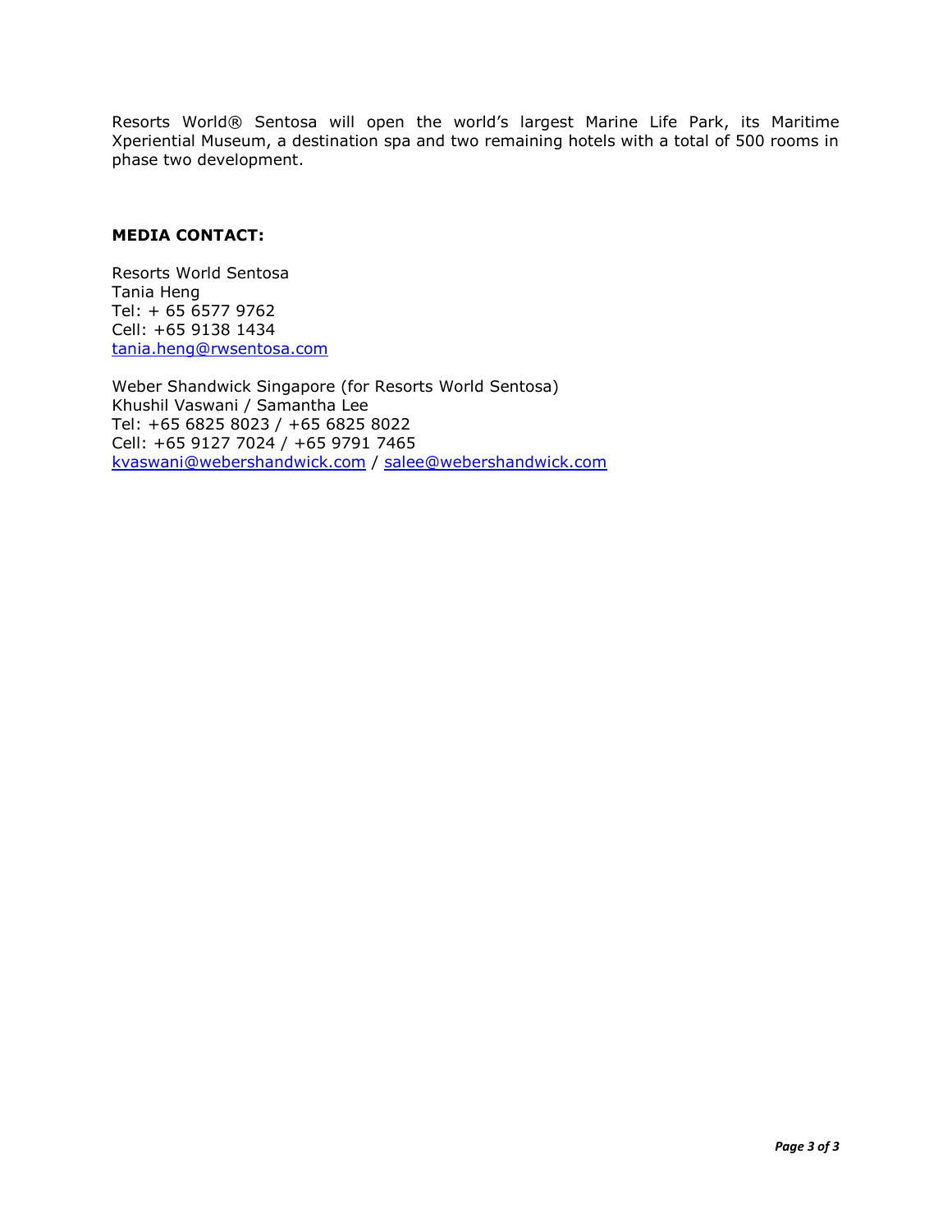Resorts World® Sentosa will open the world's largest Marine Life Park, its Maritime Xperiential Museum, a destination spa and two remaining hotels with a total of 500 rooms in phase two development.

**MEDIA CONTACT:**

Resorts World Sentosa
Tania Heng
Tel: + 65 6577 9762
Cell: +65 9138 1434
tania.heng@rwsentosa.com

Weber Shandwick Singapore (for Resorts World Sentosa)
Khushil Vaswani / Samantha Lee
Tel: +65 6825 8023 / +65 6825 8022
Cell: +65 9127 7024 / +65 9791 7465
kvaswani@webershandwick.com / salee@webershandwick.com